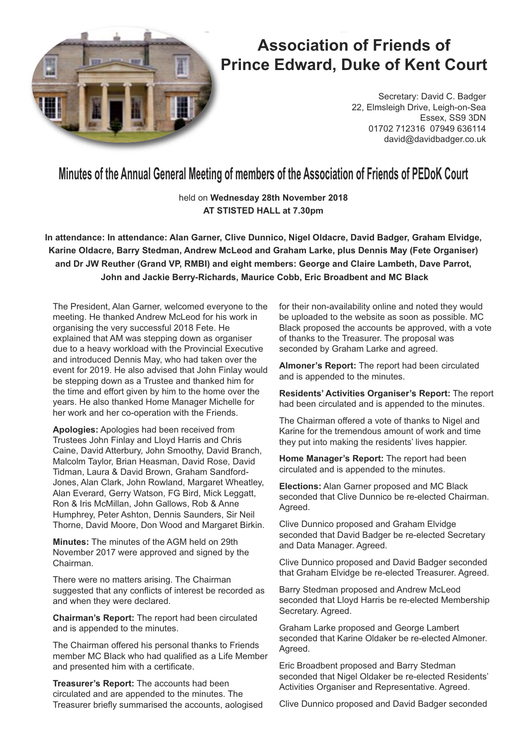# Association of Friends of Prince Edward, Duke of Kent Court

Secretary: David C. Badger
22, Elmsleigh Drive, Leigh-on-Sea
Essex, SS9 3DN
01702 712316 07949 636114
david@davidbadger.co.uk

## Minutes of the Annual General Meeting of members of the Association of Friends of PEDoK Court

held on **Wednesday 28th November 2018**
**AT STISTED HALL at 7.30pm**

**In attendance: In attendance: Alan Garner, Clive Dunnico, Nigel Oldacre, David Badger, Graham Elvidge, Karine Oldacre, Barry Stedman, Andrew McLeod and Graham Larke, plus Dennis May (Fete Organiser) and Dr JW Reuther (Grand VP, RMBI) and eight members: George and Claire Lambeth, Dave Parrot, John and Jackie Berry-Richards, Maurice Cobb, Eric Broadbent and MC Black**

The President, Alan Garner, welcomed everyone to the meeting. He thanked Andrew McLeod for his work in organising the very successful 2018 Fete. He explained that AM was stepping down as organiser due to a heavy workload with the Provincial Executive and introduced Dennis May, who had taken over the event for 2019. He also advised that John Finlay would be stepping down as a Trustee and thanked him for the time and effort given by him to the home over the years. He also thanked Home Manager Michelle for her work and her co-operation with the Friends.

**Apologies:** Apologies had been received from Trustees John Finlay and Lloyd Harris and Chris Caine, David Atterbury, John Smoothy, David Branch, Malcolm Taylor, Brian Heasman, David Rose, David Tidman, Laura & David Brown, Graham Sandford-Jones, Alan Clark, John Rowland, Margaret Wheatley, Alan Everard, Gerry Watson, FG Bird, Mick Leggatt, Ron & Iris McMillan, John Gallows, Rob & Anne Humphrey, Peter Ashton, Dennis Saunders, Sir Neil Thorne, David Moore, Don Wood and Margaret Birkin.

**Minutes:** The minutes of the AGM held on 29th November 2017 were approved and signed by the Chairman.

There were no matters arising. The Chairman suggested that any conflicts of interest be recorded as and when they were declared.

**Chairman's Report:** The report had been circulated and is appended to the minutes.

The Chairman offered his personal thanks to Friends member MC Black who had qualified as a Life Member and presented him with a certificate.

**Treasurer's Report:** The accounts had been circulated and are appended to the minutes. The Treasurer briefly summarised the accounts, aologised for their non-availability online and noted they would be uploaded to the website as soon as possible. MC Black proposed the accounts be approved, with a vote of thanks to the Treasurer. The proposal was seconded by Graham Larke and agreed.

**Almoner's Report:** The report had been circulated and is appended to the minutes.

**Residents' Activities Organiser's Report:** The report had been circulated and is appended to the minutes.

The Chairman offered a vote of thanks to Nigel and Karine for the tremendous amount of work and time they put into making the residents' lives happier.

**Home Manager's Report:** The report had been circulated and is appended to the minutes.

**Elections:** Alan Garner proposed and MC Black seconded that Clive Dunnico be re-elected Chairman. Agreed.

Clive Dunnico proposed and Graham Elvidge seconded that David Badger be re-elected Secretary and Data Manager. Agreed.

Clive Dunnico proposed and David Badger seconded that Graham Elvidge be re-elected Treasurer. Agreed.

Barry Stedman proposed and Andrew McLeod seconded that Lloyd Harris be re-elected Membership Secretary. Agreed.

Graham Larke proposed and George Lambert seconded that Karine Oldaker be re-elected Almoner. Agreed.

Eric Broadbent proposed and Barry Stedman seconded that Nigel Oldaker be re-elected Residents' Activities Organiser and Representative. Agreed.

Clive Dunnico proposed and David Badger seconded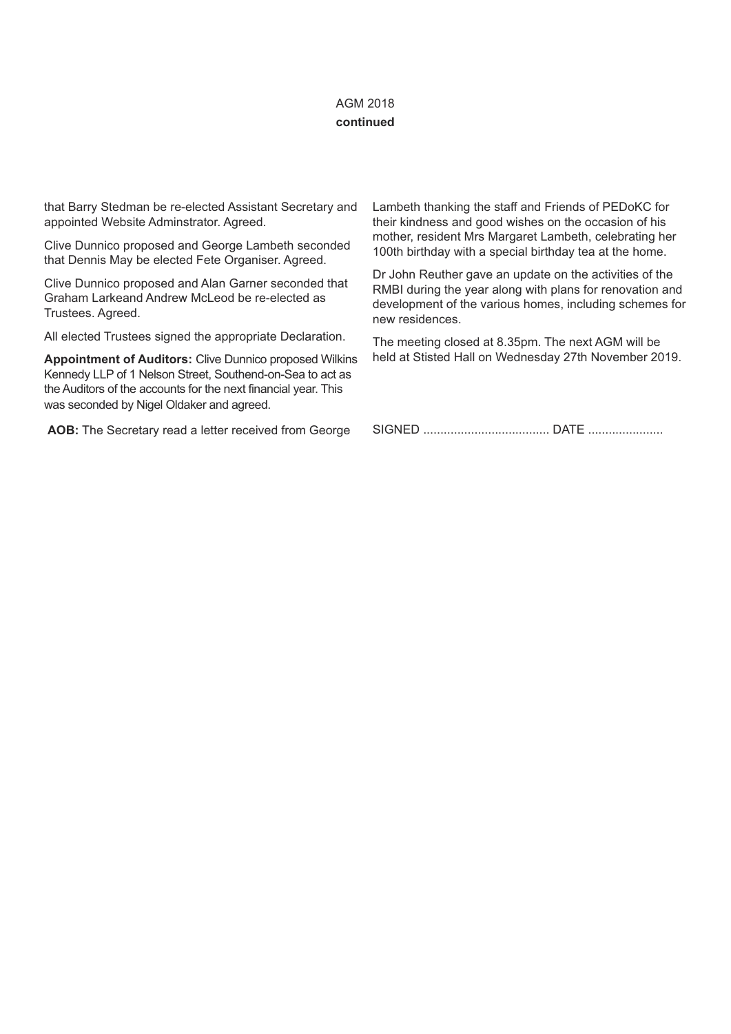AGM 2018
**continued**

that Barry Stedman be re-elected Assistant Secretary and appointed Website Adminstrator. Agreed.

Clive Dunnico proposed and George Lambeth seconded that Dennis May be elected Fete Organiser. Agreed.

Clive Dunnico proposed and Alan Garner seconded that Graham Larkeand Andrew McLeod be re-elected as Trustees. Agreed.

All elected Trustees signed the appropriate Declaration.

**Appointment of Auditors:** Clive Dunnico proposed Wilkins Kennedy LLP of 1 Nelson Street, Southend-on-Sea to act as the Auditors of the accounts for the next financial year. This was seconded by Nigel Oldaker and agreed.

**AOB:** The Secretary read a letter received from George Lambeth thanking the staff and Friends of PEDoKC for their kindness and good wishes on the occasion of his mother, resident Mrs Margaret Lambeth, celebrating her 100th birthday with a special birthday tea at the home.

Dr John Reuther gave an update on the activities of the RMBI during the year along with plans for renovation and development of the various homes, including schemes for new residences.

The meeting closed at 8.35pm. The next AGM will be held at Stisted Hall on Wednesday 27th November 2019.

SIGNED ..................................... DATE ......................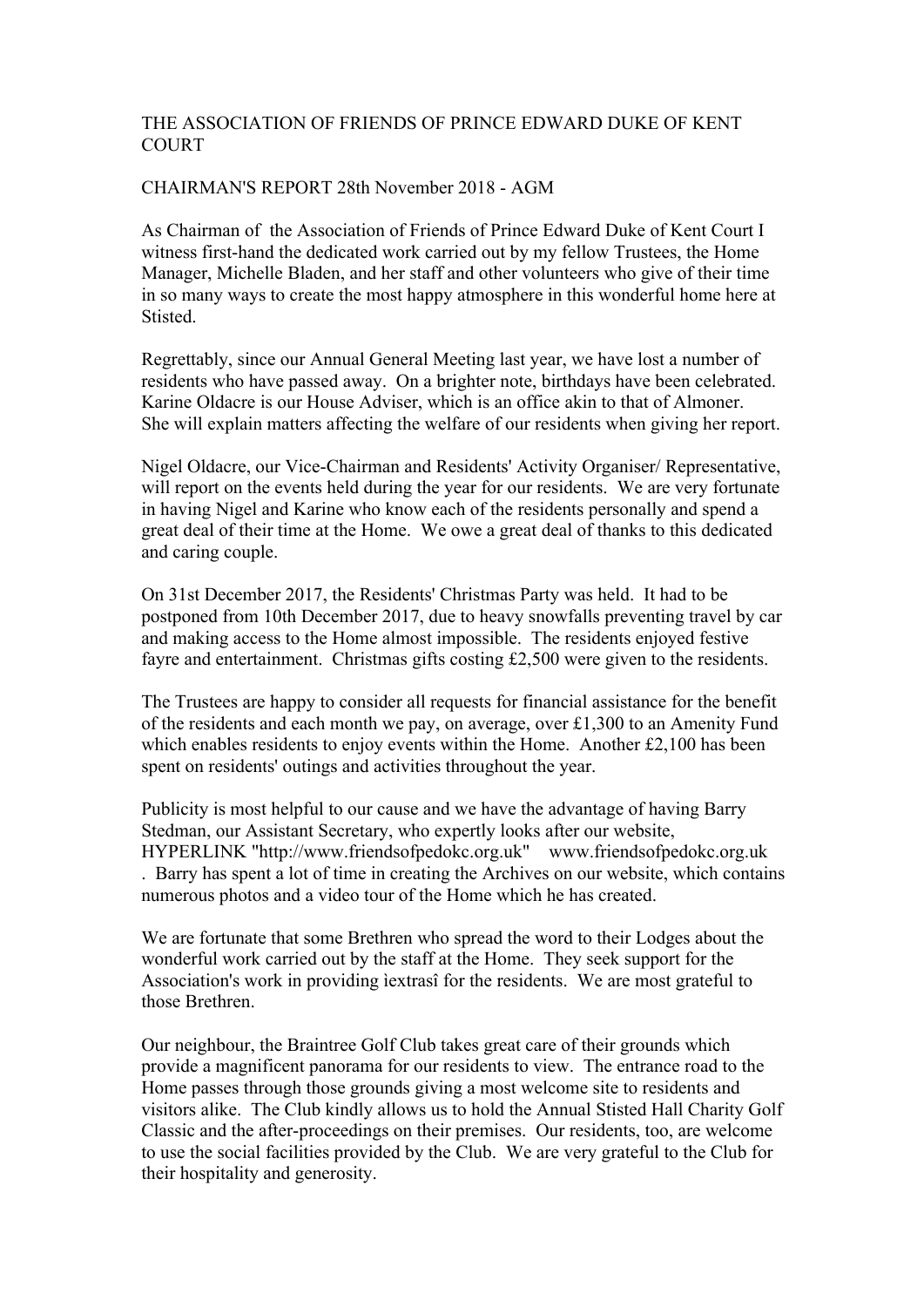THE ASSOCIATION OF FRIENDS OF PRINCE EDWARD DUKE OF KENT COURT

CHAIRMAN'S REPORT 28th November 2018 - AGM

As Chairman of the Association of Friends of Prince Edward Duke of Kent Court I witness first-hand the dedicated work carried out by my fellow Trustees, the Home Manager, Michelle Bladen, and her staff and other volunteers who give of their time in so many ways to create the most happy atmosphere in this wonderful home here at Stisted.

Regrettably, since our Annual General Meeting last year, we have lost a number of residents who have passed away. On a brighter note, birthdays have been celebrated. Karine Oldacre is our House Adviser, which is an office akin to that of Almoner. She will explain matters affecting the welfare of our residents when giving her report.

Nigel Oldacre, our Vice-Chairman and Residents' Activity Organiser/ Representative, will report on the events held during the year for our residents. We are very fortunate in having Nigel and Karine who know each of the residents personally and spend a great deal of their time at the Home. We owe a great deal of thanks to this dedicated and caring couple.

On 31st December 2017, the Residents' Christmas Party was held. It had to be postponed from 10th December 2017, due to heavy snowfalls preventing travel by car and making access to the Home almost impossible. The residents enjoyed festive fayre and entertainment. Christmas gifts costing £2,500 were given to the residents.

The Trustees are happy to consider all requests for financial assistance for the benefit of the residents and each month we pay, on average, over £1,300 to an Amenity Fund which enables residents to enjoy events within the Home. Another £2,100 has been spent on residents' outings and activities throughout the year.

Publicity is most helpful to our cause and we have the advantage of having Barry Stedman, our Assistant Secretary, who expertly looks after our website, HYPERLINK "http://www.friendsofpedokc.org.uk" www.friendsofpedokc.org.uk . Barry has spent a lot of time in creating the Archives on our website, which contains numerous photos and a video tour of the Home which he has created.

We are fortunate that some Brethren who spread the word to their Lodges about the wonderful work carried out by the staff at the Home. They seek support for the Association's work in providing ìextrasî for the residents. We are most grateful to those Brethren.

Our neighbour, the Braintree Golf Club takes great care of their grounds which provide a magnificent panorama for our residents to view. The entrance road to the Home passes through those grounds giving a most welcome site to residents and visitors alike. The Club kindly allows us to hold the Annual Stisted Hall Charity Golf Classic and the after-proceedings on their premises. Our residents, too, are welcome to use the social facilities provided by the Club. We are very grateful to the Club for their hospitality and generosity.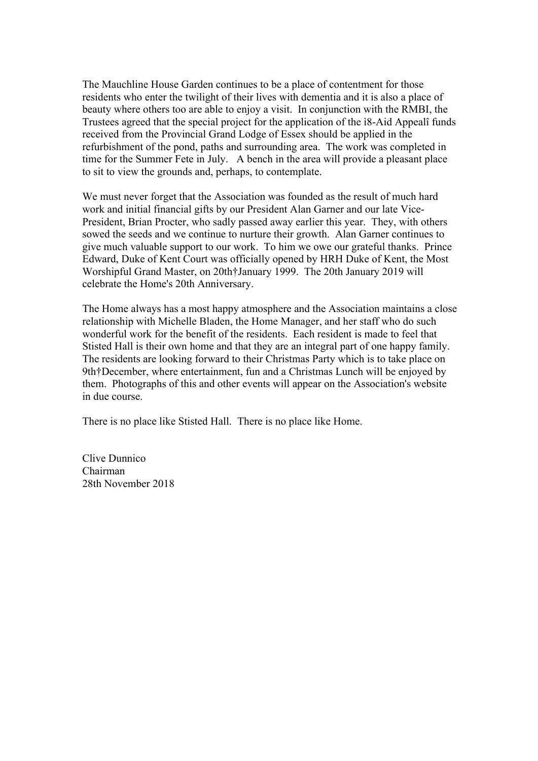The Mauchline House Garden continues to be a place of contentment for those residents who enter the twilight of their lives with dementia and it is also a place of beauty where others too are able to enjoy a visit. In conjunction with the RMBI, the Trustees agreed that the special project for the application of the ì8-Aid Appealî funds received from the Provincial Grand Lodge of Essex should be applied in the refurbishment of the pond, paths and surrounding area. The work was completed in time for the Summer Fete in July. A bench in the area will provide a pleasant place to sit to view the grounds and, perhaps, to contemplate.

We must never forget that the Association was founded as the result of much hard work and initial financial gifts by our President Alan Garner and our late Vice-President, Brian Procter, who sadly passed away earlier this year. They, with others sowed the seeds and we continue to nurture their growth. Alan Garner continues to give much valuable support to our work. To him we owe our grateful thanks. Prince Edward, Duke of Kent Court was officially opened by HRH Duke of Kent, the Most Worshipful Grand Master, on 20th†January 1999. The 20th January 2019 will celebrate the Home's 20th Anniversary.

The Home always has a most happy atmosphere and the Association maintains a close relationship with Michelle Bladen, the Home Manager, and her staff who do such wonderful work for the benefit of the residents. Each resident is made to feel that Stisted Hall is their own home and that they are an integral part of one happy family. The residents are looking forward to their Christmas Party which is to take place on 9th†December, where entertainment, fun and a Christmas Lunch will be enjoyed by them. Photographs of this and other events will appear on the Association's website in due course.

There is no place like Stisted Hall. There is no place like Home.

Clive Dunnico
Chairman
28th November 2018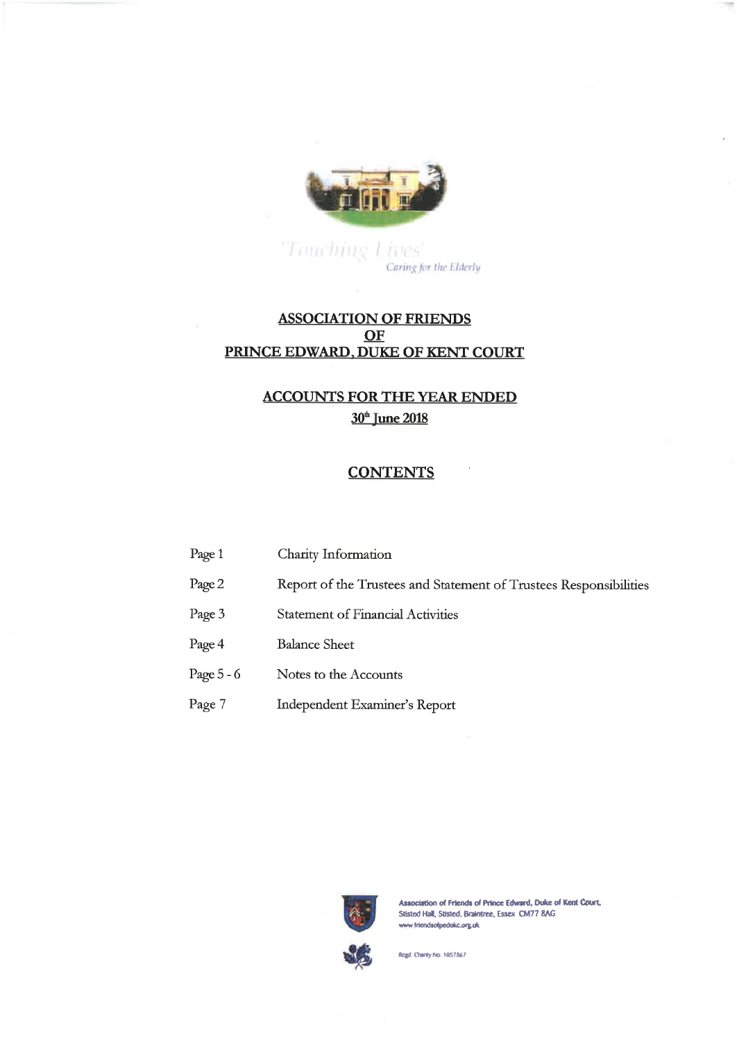'Touching Lives'
*Caring for the Elderly*

# ASSOCIATION OF FRIENDS OF PRINCE EDWARD, DUKE OF KENT COURT

## ACCOUNTS FOR THE YEAR ENDED 30th June 2018

## CONTENTS

| | |
|---|---|
| Page 1 | Charity Information |
| Page 2 | Report of the Trustees and Statement of Trustees Responsibilities |
| Page 3 | Statement of Financial Activities |
| Page 4 | Balance Sheet |
| Page 5 - 6 | Notes to the Accounts |
| Page 7 | Independent Examiner's Report |

**Association of Friends of Prince Edward, Duke of Kent Court,**
Stisted Hall, Stisted, Braintree, Essex CM77 8AG
www.friendsofpedokc.org.uk

Regd. Charity No. 1057867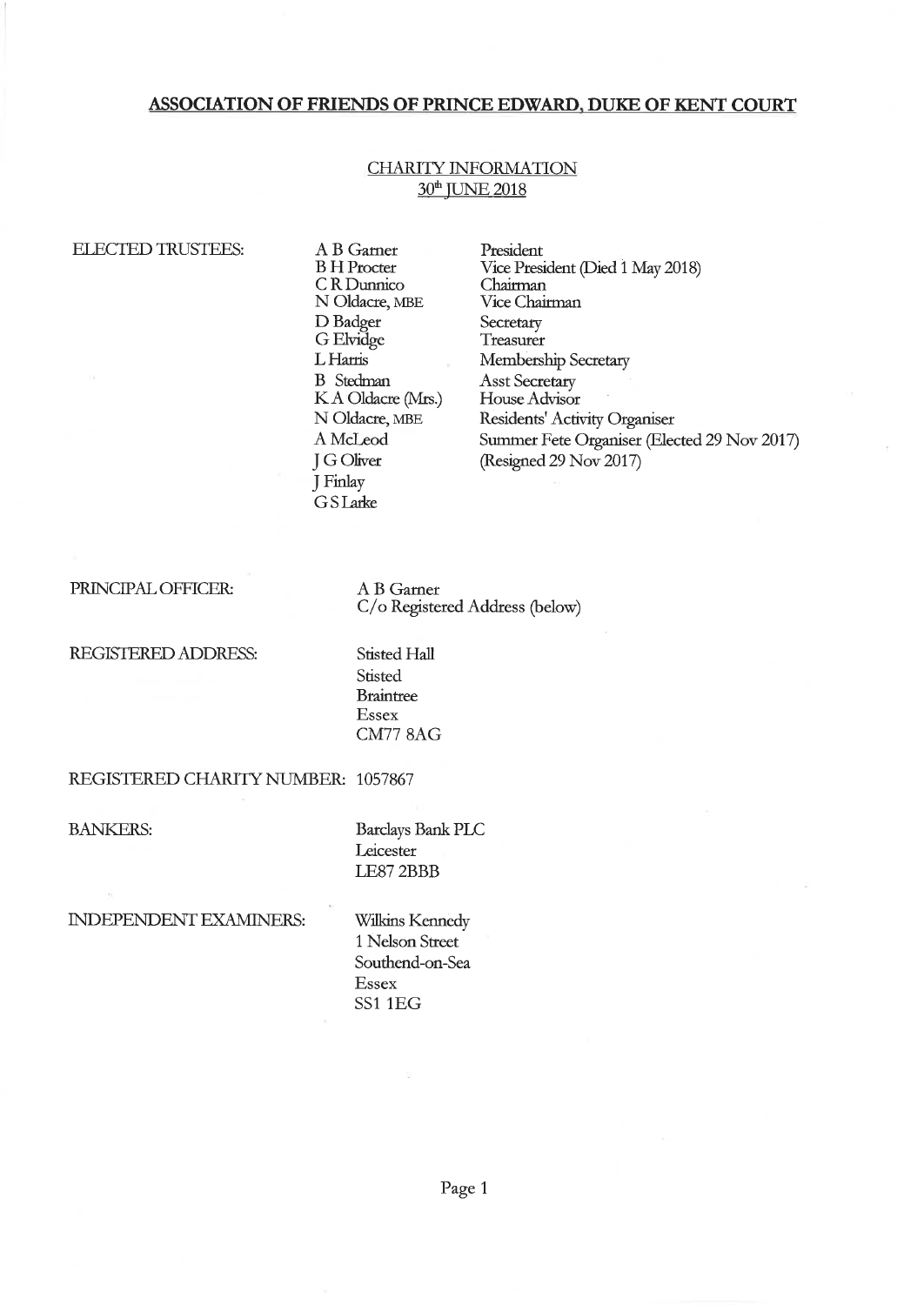## ASSOCIATION OF FRIENDS OF PRINCE EDWARD, DUKE OF KENT COURT

### CHARITY INFORMATION
### 30th JUNE 2018

ELECTED TRUSTEES:

| Name | Role |
|---|---|
| A B Garner | President |
| B H Procter | Vice President (Died 1 May 2018) |
| C R Dunnico | Chairman |
| N Oldacre, MBE | Vice Chairman |
| D Badger | Secretary |
| G Elvidge | Treasurer |
| L Harris | Membership Secretary |
| B Stedman | Asst Secretary |
| K A Oldacre (Mrs.) | House Advisor |
| N Oldacre, MBE | Residents' Activity Organiser |
| A McLeod | Summer Fete Organiser (Elected 29 Nov 2017) |
| J G Oliver | (Resigned 29 Nov 2017) |
| J Finlay | |
| G S Larke | |

PRINCIPAL OFFICER: A B Garner
C/o Registered Address (below)

REGISTERED ADDRESS: Stisted Hall
Stisted
Braintree
Essex
CM77 8AG

REGISTERED CHARITY NUMBER: 1057867

BANKERS: Barclays Bank PLC
Leicester
LE87 2BBB

INDEPENDENT EXAMINERS: Wilkins Kennedy
1 Nelson Street
Southend-on-Sea
Essex
SS1 1EG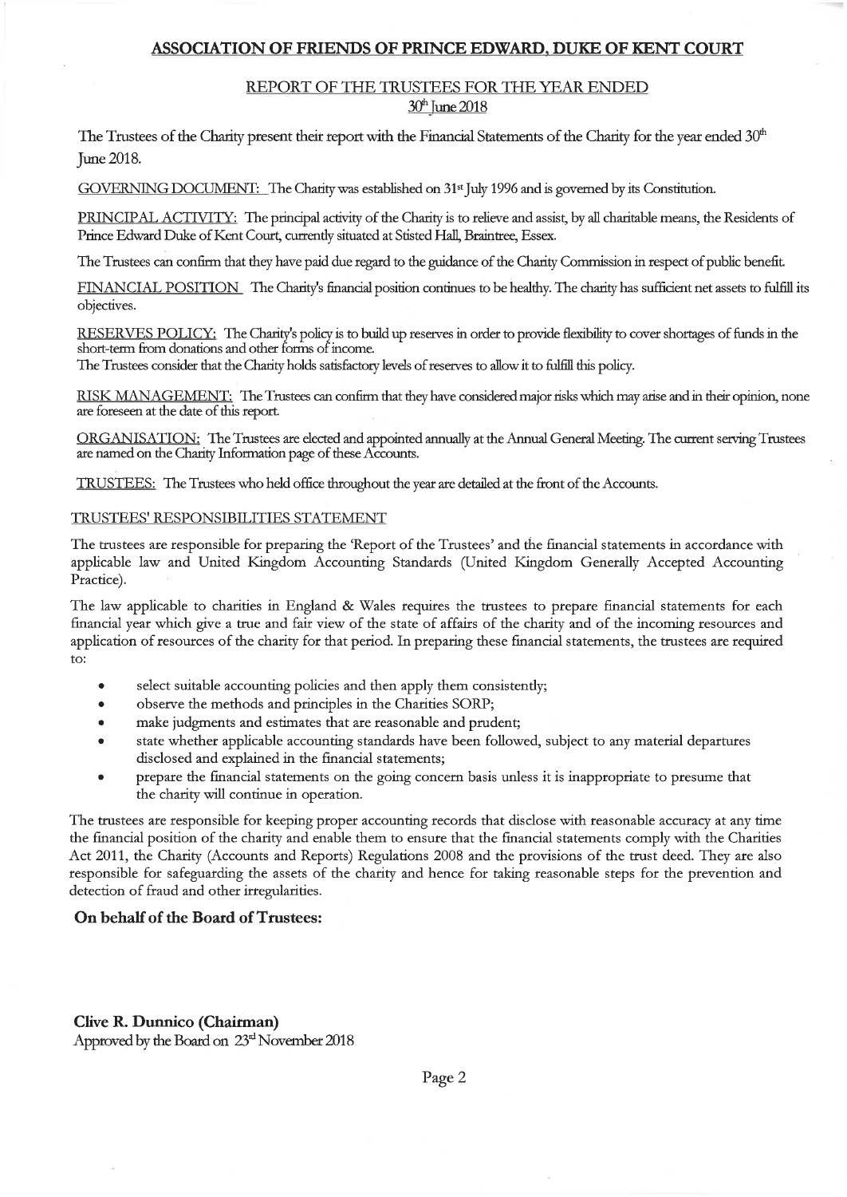## ASSOCIATION OF FRIENDS OF PRINCE EDWARD, DUKE OF KENT COURT

### REPORT OF THE TRUSTEES FOR THE YEAR ENDED 30th June 2018

The Trustees of the Charity present their report with the Financial Statements of the Charity for the year ended 30th June 2018.

GOVERNING DOCUMENT: The Charity was established on 31st July 1996 and is governed by its Constitution.

PRINCIPAL ACTIVITY: The principal activity of the Charity is to relieve and assist, by all charitable means, the Residents of Prince Edward Duke of Kent Court, currently situated at Stisted Hall, Braintree, Essex.

The Trustees can confirm that they have paid due regard to the guidance of the Charity Commission in respect of public benefit.

FINANCIAL POSITION The Charity's financial position continues to be healthy. The charity has sufficient net assets to fulfill its objectives.

RESERVES POLICY: The Charity's policy is to build up reserves in order to provide flexibility to cover shortages of funds in the short-term from donations and other forms of income.
The Trustees consider that the Charity holds satisfactory levels of reserves to allow it to fulfill this policy.

RISK MANAGEMENT: The Trustees can confirm that they have considered major risks which may arise and in their opinion, none are foreseen at the date of this report.

ORGANISATION: The Trustees are elected and appointed annually at the Annual General Meeting. The current serving Trustees are named on the Charity Information page of these Accounts.

TRUSTEES: The Trustees who held office throughout the year are detailed at the front of the Accounts.

TRUSTEES' RESPONSIBILITIES STATEMENT

The trustees are responsible for preparing the 'Report of the Trustees' and the financial statements in accordance with applicable law and United Kingdom Accounting Standards (United Kingdom Generally Accepted Accounting Practice).

The law applicable to charities in England & Wales requires the trustees to prepare financial statements for each financial year which give a true and fair view of the state of affairs of the charity and of the incoming resources and application of resources of the charity for that period. In preparing these financial statements, the trustees are required to:

- select suitable accounting policies and then apply them consistently;
- observe the methods and principles in the Charities SORP;
- make judgments and estimates that are reasonable and prudent;
- state whether applicable accounting standards have been followed, subject to any material departures disclosed and explained in the financial statements;
- prepare the financial statements on the going concern basis unless it is inappropriate to presume that the charity will continue in operation.

The trustees are responsible for keeping proper accounting records that disclose with reasonable accuracy at any time the financial position of the charity and enable them to ensure that the financial statements comply with the Charities Act 2011, the Charity (Accounts and Reports) Regulations 2008 and the provisions of the trust deed. They are also responsible for safeguarding the assets of the charity and hence for taking reasonable steps for the prevention and detection of fraud and other irregularities.

**On behalf of the Board of Trustees:**

**Clive R. Dunnico (Chairman)**
Approved by the Board on 23rd November 2018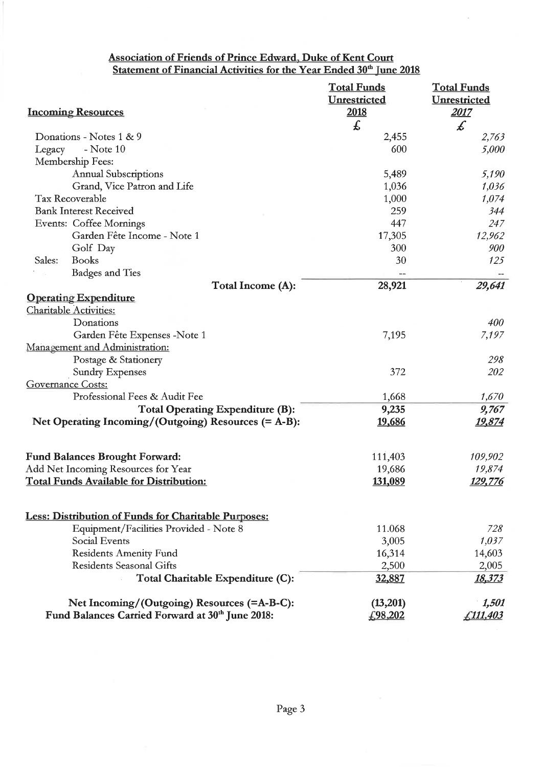**Association of Friends of Prince Edward, Duke of Kent Court**
**Statement of Financial Activities for the Year Ended 30th June 2018**

| | Total Funds Unrestricted 2018 | Total Funds Unrestricted *2017* |
|---|---|---|
| **Incoming Resources** | £ | *£* |
| Donations - Notes 1 & 9 | 2,455 | *2,763* |
| Legacy - Note 10 | 600 | *5,000* |
| Membership Fees: | | |
| Annual Subscriptions | 5,489 | *5,190* |
| Grand, Vice Patron and Life | 1,036 | *1,036* |
| Tax Recoverable | 1,000 | *1,074* |
| Bank Interest Received | 259 | *344* |
| Events: Coffee Mornings | 447 | *247* |
| Garden Fête Income - Note 1 | 17,305 | *12,962* |
| Golf Day | 300 | *900* |
| Sales: Books | 30 | *125* |
| Badges and Ties | -- | -- |
| **Total Income (A):** | **28,921** | ***29,641*** |
| **Operating Expenditure** | | |
| Charitable Activities: | | |
| Donations | | *400* |
| Garden Fête Expenses -Note 1 | 7,195 | *7,197* |
| Management and Administration: | | |
| Postage & Stationery | | *298* |
| Sundry Expenses | 372 | *202* |
| Governance Costs: | | |
| Professional Fees & Audit Fee | 1,668 | *1,670* |
| **Total Operating Expenditure (B):** | **9,235** | ***9,767*** |
| **Net Operating Incoming/(Outgoing) Resources (= A-B):** | **19,686** | ***19,874*** |
| | | |
| **Fund Balances Brought Forward:** | 111,403 | *109,902* |
| Add Net Incoming Resources for Year | 19,686 | *19,874* |
| **Total Funds Available for Distribution:** | **131,089** | ***129,776*** |
| | | |
| **Less: Distribution of Funds for Charitable Purposes:** | | |
| Equipment/Facilities Provided - Note 8 | 11.068 | *728* |
| Social Events | 3,005 | *1,037* |
| Residents Amenity Fund | 16,314 | 14,603 |
| Residents Seasonal Gifts | 2,500 | 2,005 |
| **Total Charitable Expenditure (C):** | **32,887** | ***18,373*** |
| | | |
| **Net Incoming/(Outgoing) Resources (=A-B-C):** | **(13,201)** | ***1,501*** |
| **Fund Balances Carried Forward at 30th June 2018:** | **£98,202** | ***£111,403*** |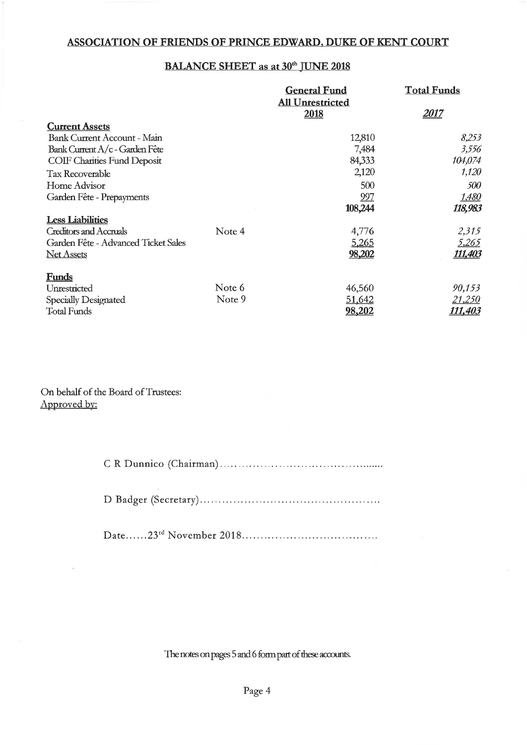## ASSOCIATION OF FRIENDS OF PRINCE EDWARD, DUKE OF KENT COURT

### BALANCE SHEET as at 30th JUNE 2018

| | | General Fund All Unrestricted 2018 | Total Funds *2017* |
|---|---|---|---|
| **Current Assets** | | | |
| Bank Current Account - Main | | 12,810 | *8,253* |
| Bank Current A/c - Garden Fête | | 7,484 | *3,556* |
| COIF Charities Fund Deposit | | 84,333 | *104,074* |
| Tax Recoverable | | 2,120 | *1,120* |
| Home Advisor | | 500 | *500* |
| Garden Fête - Prepayments | | 997 | *1,480* |
| | | **108,244** | ***118,983*** |
| **Less Liabilities** | | | |
| Creditors and Accruals | Note 4 | 4,776 | *2,315* |
| Garden Fête - Advanced Ticket Sales | | 5,265 | *5,265* |
| Net Assets | | **98,202** | ***111,403*** |
| **Funds** | | | |
| Unrestricted | Note 6 | 46,560 | *90,153* |
| Specially Designated | Note 9 | 51,642 | *21,250* |
| Total Funds | | **98,202** | ***111,403*** |

On behalf of the Board of Trustees:
Approved by:

C R Dunnico (Chairman)..........................................

D Badger (Secretary)..............................................

Date......23rd November 2018....................................

The notes on pages 5 and 6 form part of these accounts.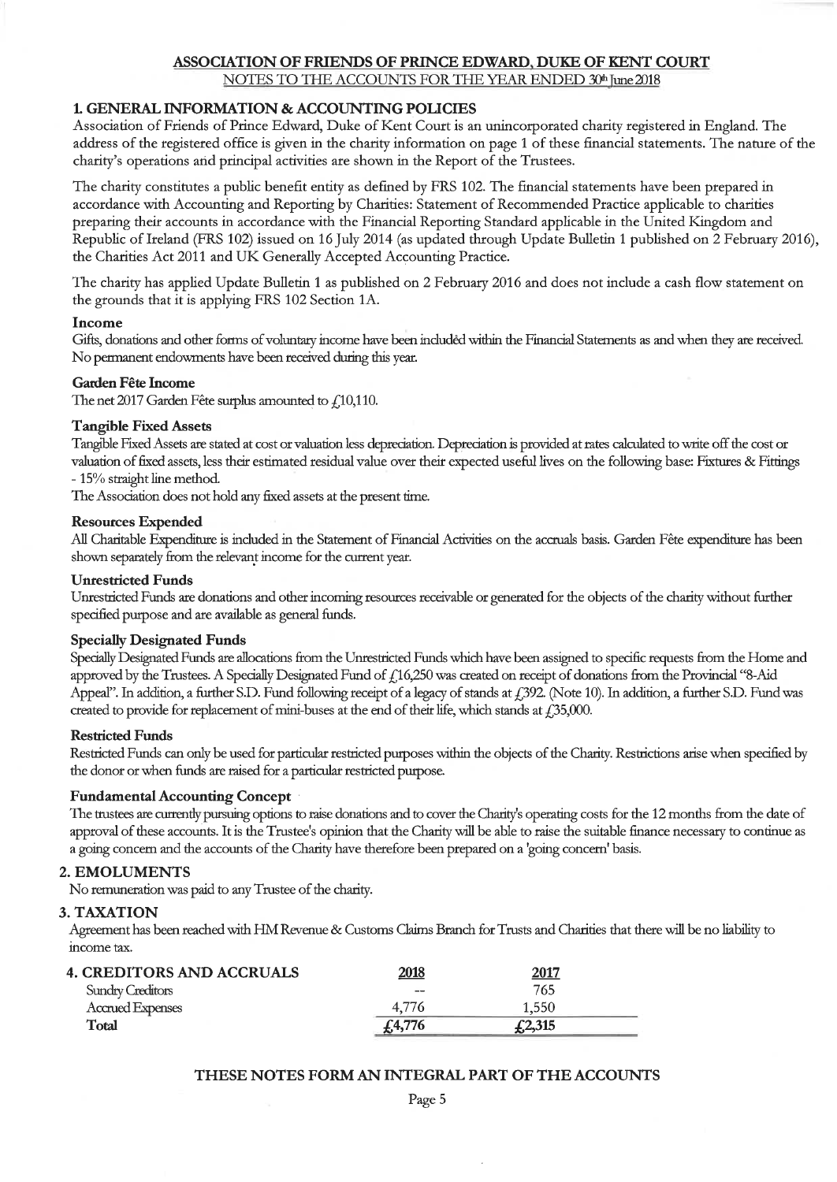# ASSOCIATION OF FRIENDS OF PRINCE EDWARD, DUKE OF KENT COURT

NOTES TO THE ACCOUNTS FOR THE YEAR ENDED 30th June 2018

## 1. GENERAL INFORMATION & ACCOUNTING POLICIES

Association of Friends of Prince Edward, Duke of Kent Court is an unincorporated charity registered in England. The address of the registered office is given in the charity information on page 1 of these financial statements. The nature of the charity's operations and principal activities are shown in the Report of the Trustees.

The charity constitutes a public benefit entity as defined by FRS 102. The financial statements have been prepared in accordance with Accounting and Reporting by Charities: Statement of Recommended Practice applicable to charities preparing their accounts in accordance with the Financial Reporting Standard applicable in the United Kingdom and Republic of Ireland (FRS 102) issued on 16 July 2014 (as updated through Update Bulletin 1 published on 2 February 2016), the Charities Act 2011 and UK Generally Accepted Accounting Practice.

The charity has applied Update Bulletin 1 as published on 2 February 2016 and does not include a cash flow statement on the grounds that it is applying FRS 102 Section 1A.

### Income

Gifts, donations and other forms of voluntary income have been included within the Financial Statements as and when they are received. No permanent endowments have been received during this year.

### Garden Fête Income

The net 2017 Garden Fête surplus amounted to £10,110.

### Tangible Fixed Assets

Tangible Fixed Assets are stated at cost or valuation less depreciation. Depreciation is provided at rates calculated to write off the cost or valuation of fixed assets, less their estimated residual value over their expected useful lives on the following base: Fixtures & Fittings - 15% straight line method.

The Association does not hold any fixed assets at the present time.

### Resources Expended

All Charitable Expenditure is included in the Statement of Financial Activities on the accruals basis. Garden Fête expenditure has been shown separately from the relevant income for the current year.

### Unrestricted Funds

Unrestricted Funds are donations and other incoming resources receivable or generated for the objects of the charity without further specified purpose and are available as general funds.

### Specially Designated Funds

Specially Designated Funds are allocations from the Unrestricted Funds which have been assigned to specific requests from the Home and approved by the Trustees. A Specially Designated Fund of £16,250 was created on receipt of donations from the Provincial "8-Aid Appeal". In addition, a further S.D. Fund following receipt of a legacy of stands at £392. (Note 10). In addition, a further S.D. Fund was created to provide for replacement of mini-buses at the end of their life, which stands at £35,000.

### Restricted Funds

Restricted Funds can only be used for particular restricted purposes within the objects of the Charity. Restrictions arise when specified by the donor or when funds are raised for a particular restricted purpose.

### Fundamental Accounting Concept

The trustees are currently pursuing options to raise donations and to cover the Charity's operating costs for the 12 months from the date of approval of these accounts. It is the Trustee's opinion that the Charity will be able to raise the suitable finance necessary to continue as a going concern and the accounts of the Charity have therefore been prepared on a 'going concern' basis.

## 2. EMOLUMENTS

No remuneration was paid to any Trustee of the charity.

## 3. TAXATION

Agreement has been reached with HM Revenue & Customs Claims Branch for Trusts and Charities that there will be no liability to income tax.

## 4. CREDITORS AND ACCRUALS

| | 2018 | 2017 |
|---|---|---|
| Sundry Creditors | -- | 765 |
| Accrued Expenses | 4,776 | 1,550 |
| **Total** | **£4,776** | **£2,315** |

**THESE NOTES FORM AN INTEGRAL PART OF THE ACCOUNTS**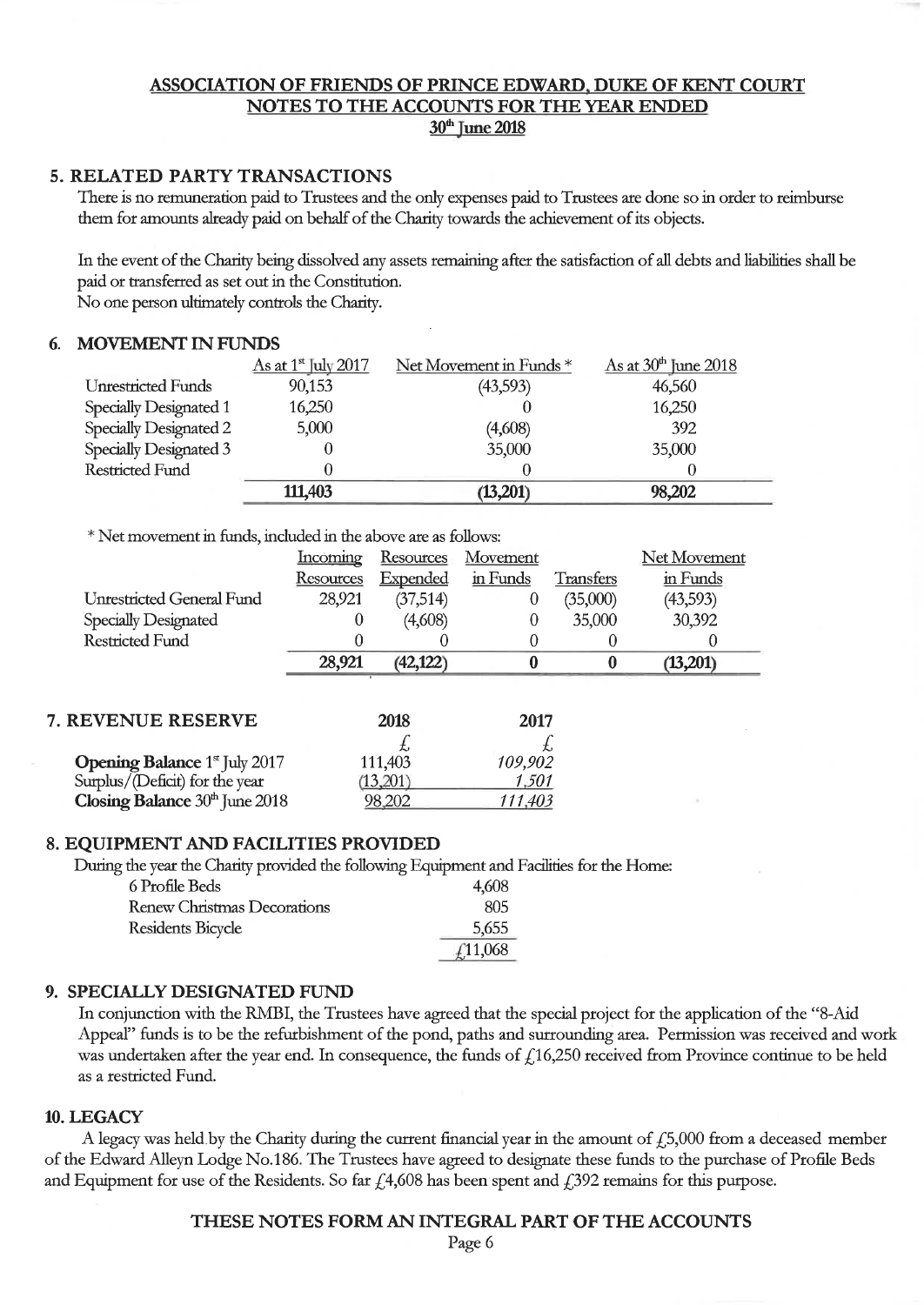## ASSOCIATION OF FRIENDS OF PRINCE EDWARD, DUKE OF KENT COURT
## NOTES TO THE ACCOUNTS FOR THE YEAR ENDED
## 30th June 2018

### 5. RELATED PARTY TRANSACTIONS

There is no remuneration paid to Trustees and the only expenses paid to Trustees are done so in order to reimburse them for amounts already paid on behalf of the Charity towards the achievement of its objects.

In the event of the Charity being dissolved any assets remaining after the satisfaction of all debts and liabilities shall be paid or transferred as set out in the Constitution.
No one person ultimately controls the Charity.

### 6. MOVEMENT IN FUNDS

| | As at 1st July 2017 | Net Movement in Funds * | As at 30th June 2018 |
|---|---|---|---|
| Unrestricted Funds | 90,153 | (43,593) | 46,560 |
| Specially Designated 1 | 16,250 | 0 | 16,250 |
| Specially Designated 2 | 5,000 | (4,608) | 392 |
| Specially Designated 3 | 0 | 35,000 | 35,000 |
| Restricted Fund | 0 | 0 | 0 |
| | **111,403** | **(13,201)** | **98,202** |

\* Net movement in funds, included in the above are as follows:

| | Incoming Resources | Resources Expended | Movement in Funds | Transfers | Net Movement in Funds |
|---|---|---|---|---|---|
| Unrestricted General Fund | 28,921 | (37,514) | 0 | (35,000) | (43,593) |
| Specially Designated | 0 | (4,608) | 0 | 35,000 | 30,392 |
| Restricted Fund | 0 | 0 | 0 | 0 | 0 |
| | **28,921** | **(42,122)** | **0** | **0** | **(13,201)** |

### 7. REVENUE RESERVE

| | 2018 | 2017 |
|---|---|---|
| | £ | *£* |
| **Opening Balance** 1st July 2017 | 111,403 | *109,902* |
| Surplus/(Deficit) for the year | (13,201) | *1,501* |
| **Closing Balance** 30th June 2018 | 98,202 | *111,403* |

### 8. EQUIPMENT AND FACILITIES PROVIDED

During the year the Charity provided the following Equipment and Facilities for the Home:

| | |
|---|---|
| 6 Profile Beds | 4,608 |
| Renew Christmas Decorations | 805 |
| Residents Bicycle | 5,655 |
| | £11,068 |

### 9. SPECIALLY DESIGNATED FUND

In conjunction with the RMBI, the Trustees have agreed that the special project for the application of the "8-Aid Appeal" funds is to be the refurbishment of the pond, paths and surrounding area. Permission was received and work was undertaken after the year end. In consequence, the funds of £16,250 received from Province continue to be held as a restricted Fund.

### 10. LEGACY

A legacy was held by the Charity during the current financial year in the amount of £5,000 from a deceased member of the Edward Alleyn Lodge No.186. The Trustees have agreed to designate these funds to the purchase of Profile Beds and Equipment for use of the Residents. So far £4,608 has been spent and £392 remains for this purpose.

**THESE NOTES FORM AN INTEGRAL PART OF THE ACCOUNTS**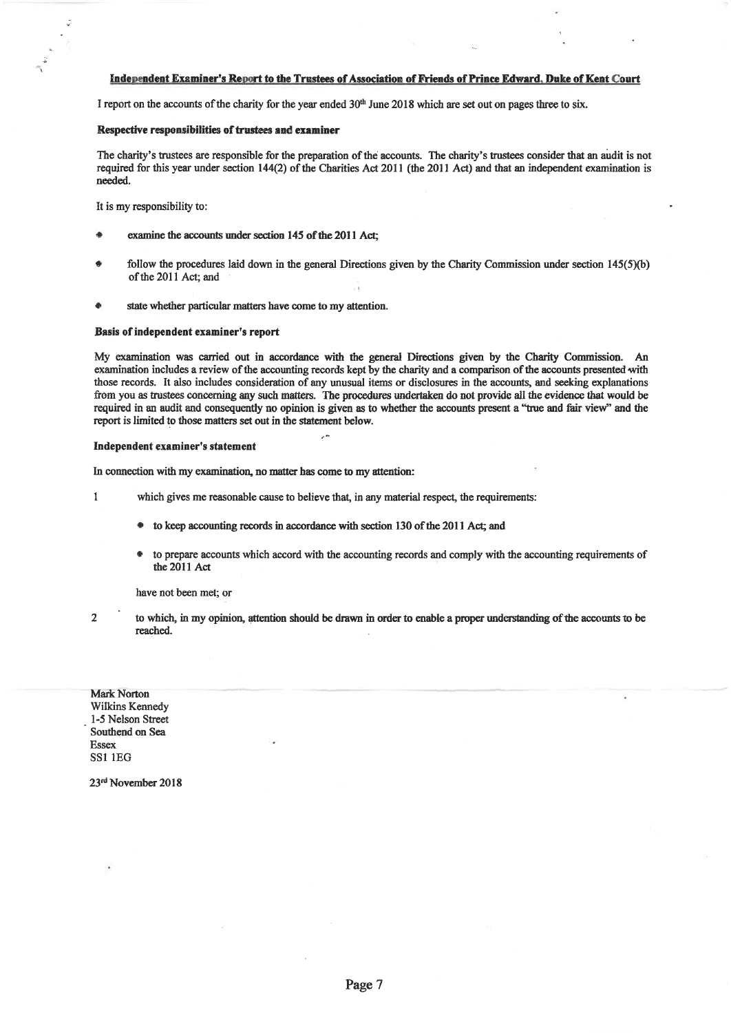## Independent Examiner's Report to the Trustees of Association of Friends of Prince Edward, Duke of Kent Court

I report on the accounts of the charity for the year ended 30th June 2018 which are set out on pages three to six.

### Respective responsibilities of trustees and examiner

The charity's trustees are responsible for the preparation of the accounts. The charity's trustees consider that an audit is not required for this year under section 144(2) of the Charities Act 2011 (the 2011 Act) and that an independent examination is needed.

It is my responsibility to:

- examine the accounts under section 145 of the 2011 Act;
- follow the procedures laid down in the general Directions given by the Charity Commission under section 145(5)(b) of the 2011 Act; and
- state whether particular matters have come to my attention.

### Basis of independent examiner's report

My examination was carried out in accordance with the general Directions given by the Charity Commission. An examination includes a review of the accounting records kept by the charity and a comparison of the accounts presented with those records. It also includes consideration of any unusual items or disclosures in the accounts, and seeking explanations from you as trustees concerning any such matters. The procedures undertaken do not provide all the evidence that would be required in an audit and consequently no opinion is given as to whether the accounts present a "true and fair view" and the report is limited to those matters set out in the statement below.

### Independent examiner's statement

In connection with my examination, no matter has come to my attention:

1. which gives me reasonable cause to believe that, in any material respect, the requirements:

   - to keep accounting records in accordance with section 130 of the 2011 Act; and
   - to prepare accounts which accord with the accounting records and comply with the accounting requirements of the 2011 Act

   have not been met; or

2. to which, in my opinion, attention should be drawn in order to enable a proper understanding of the accounts to be reached.

Mark Norton
Wilkins Kennedy
1-5 Nelson Street
Southend on Sea
Essex
SS1 1EG

23rd November 2018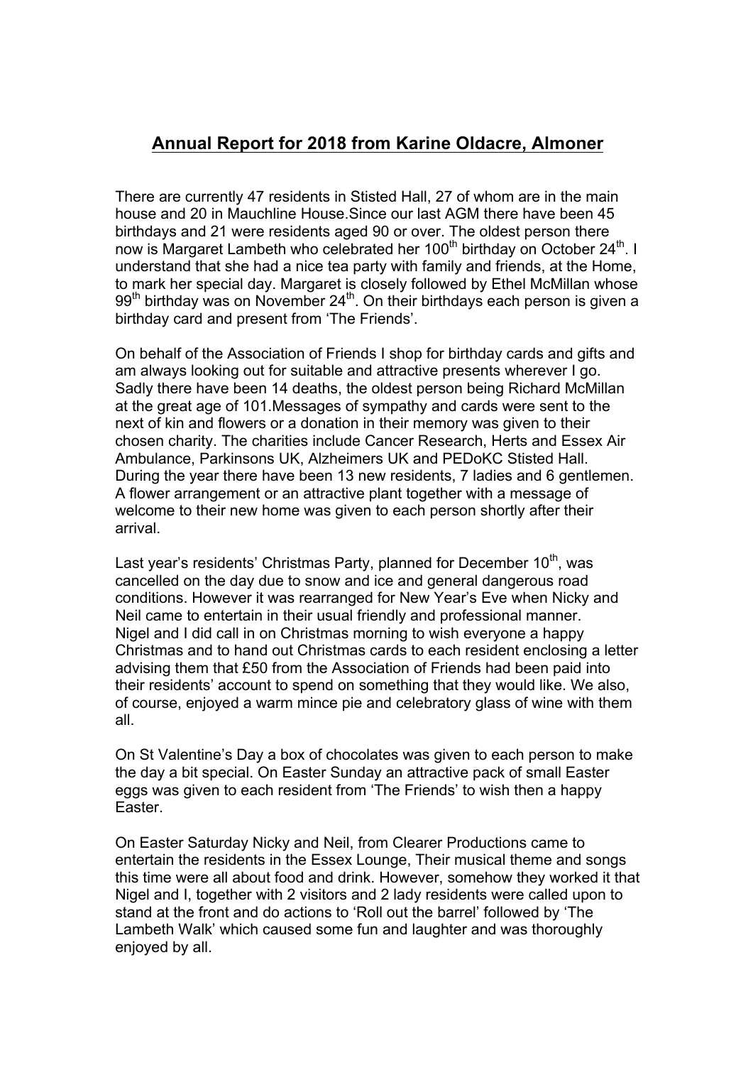## Annual Report for 2018 from Karine Oldacre, Almoner

There are currently 47 residents in Stisted Hall, 27 of whom are in the main house and 20 in Mauchline House.Since our last AGM there have been 45 birthdays and 21 were residents aged 90 or over. The oldest person there now is Margaret Lambeth who celebrated her 100th birthday on October 24th. I understand that she had a nice tea party with family and friends, at the Home, to mark her special day. Margaret is closely followed by Ethel McMillan whose 99th birthday was on November 24th. On their birthdays each person is given a birthday card and present from 'The Friends'.

On behalf of the Association of Friends I shop for birthday cards and gifts and am always looking out for suitable and attractive presents wherever I go. Sadly there have been 14 deaths, the oldest person being Richard McMillan at the great age of 101.Messages of sympathy and cards were sent to the next of kin and flowers or a donation in their memory was given to their chosen charity. The charities include Cancer Research, Herts and Essex Air Ambulance, Parkinsons UK, Alzheimers UK and PEDoKC Stisted Hall. During the year there have been 13 new residents, 7 ladies and 6 gentlemen. A flower arrangement or an attractive plant together with a message of welcome to their new home was given to each person shortly after their arrival.

Last year's residents' Christmas Party, planned for December 10th, was cancelled on the day due to snow and ice and general dangerous road conditions. However it was rearranged for New Year's Eve when Nicky and Neil came to entertain in their usual friendly and professional manner. Nigel and I did call in on Christmas morning to wish everyone a happy Christmas and to hand out Christmas cards to each resident enclosing a letter advising them that £50 from the Association of Friends had been paid into their residents' account to spend on something that they would like. We also, of course, enjoyed a warm mince pie and celebratory glass of wine with them all.

On St Valentine's Day a box of chocolates was given to each person to make the day a bit special. On Easter Sunday an attractive pack of small Easter eggs was given to each resident from 'The Friends' to wish then a happy Easter.

On Easter Saturday Nicky and Neil, from Clearer Productions came to entertain the residents in the Essex Lounge, Their musical theme and songs this time were all about food and drink. However, somehow they worked it that Nigel and I, together with 2 visitors and 2 lady residents were called upon to stand at the front and do actions to 'Roll out the barrel' followed by 'The Lambeth Walk' which caused some fun and laughter and was thoroughly enjoyed by all.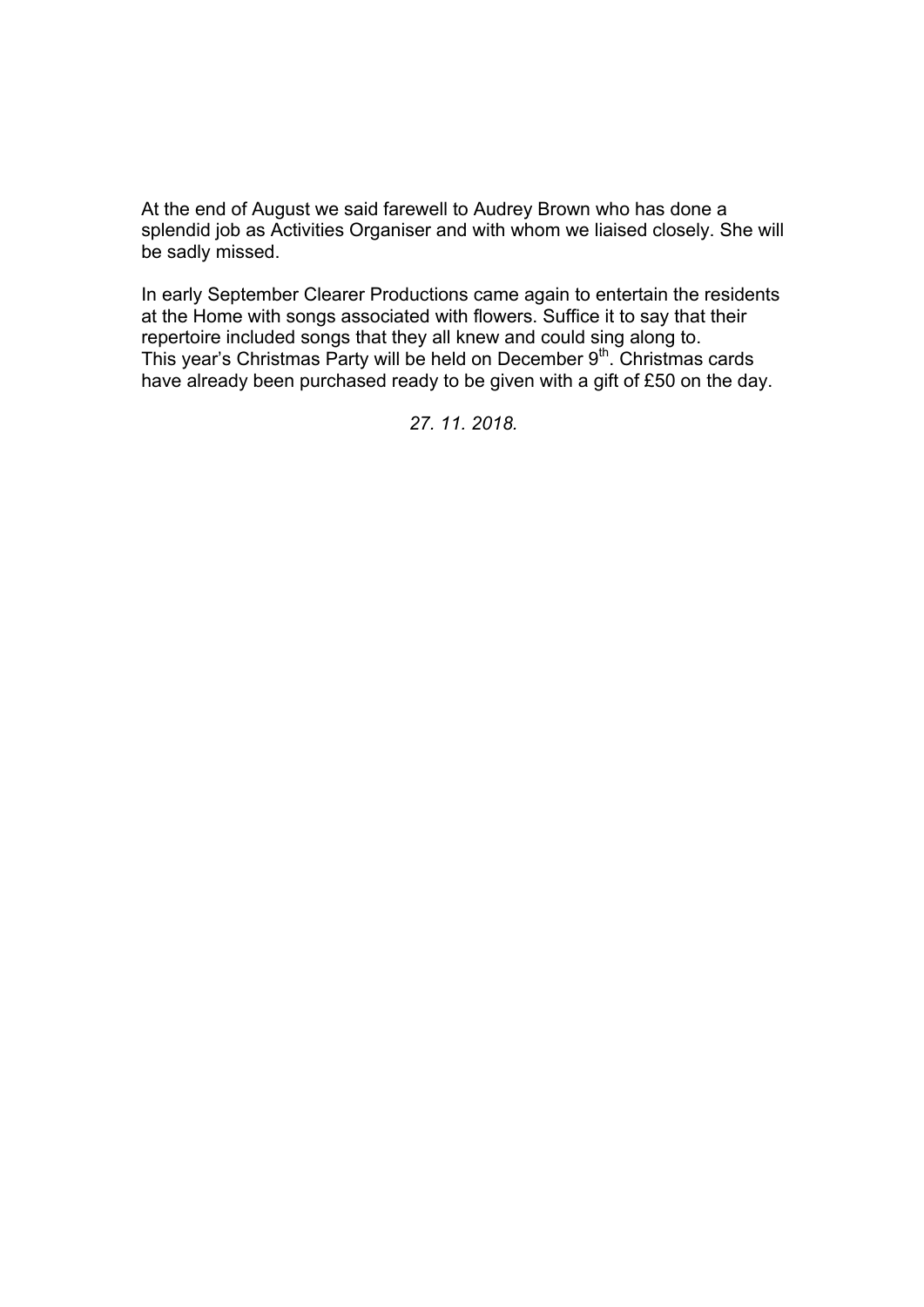At the end of August we said farewell to Audrey Brown who has done a splendid job as Activities Organiser and with whom we liaised closely. She will be sadly missed.

In early September Clearer Productions came again to entertain the residents at the Home with songs associated with flowers. Suffice it to say that their repertoire included songs that they all knew and could sing along to. This year's Christmas Party will be held on December 9th. Christmas cards have already been purchased ready to be given with a gift of £50 on the day.

*27. 11. 2018.*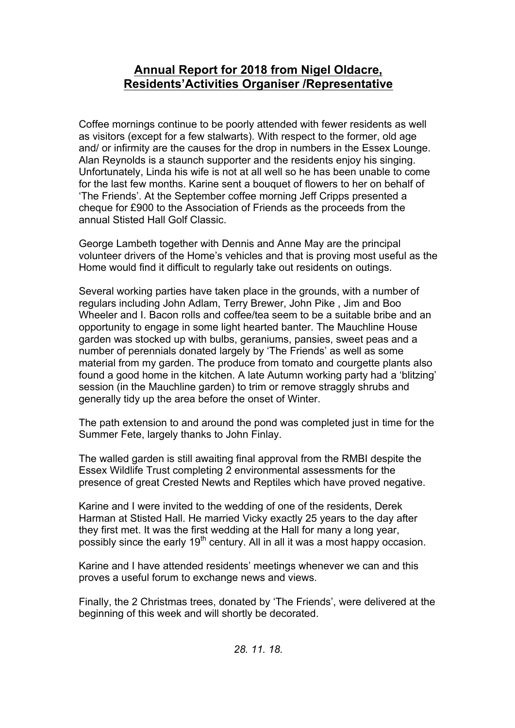## **Annual Report for 2018 from Nigel Oldacre, Residents'Activities Organiser /Representative**

Coffee mornings continue to be poorly attended with fewer residents as well as visitors (except for a few stalwarts). With respect to the former, old age and/ or infirmity are the causes for the drop in numbers in the Essex Lounge. Alan Reynolds is a staunch supporter and the residents enjoy his singing. Unfortunately, Linda his wife is not at all well so he has been unable to come for the last few months. Karine sent a bouquet of flowers to her on behalf of 'The Friends'. At the September coffee morning Jeff Cripps presented a cheque for £900 to the Association of Friends as the proceeds from the annual Stisted Hall Golf Classic.

George Lambeth together with Dennis and Anne May are the principal volunteer drivers of the Home's vehicles and that is proving most useful as the Home would find it difficult to regularly take out residents on outings.

Several working parties have taken place in the grounds, with a number of regulars including John Adlam, Terry Brewer, John Pike , Jim and Boo Wheeler and I. Bacon rolls and coffee/tea seem to be a suitable bribe and an opportunity to engage in some light hearted banter. The Mauchline House garden was stocked up with bulbs, geraniums, pansies, sweet peas and a number of perennials donated largely by 'The Friends' as well as some material from my garden. The produce from tomato and courgette plants also found a good home in the kitchen. A late Autumn working party had a 'blitzing' session (in the Mauchline garden) to trim or remove straggly shrubs and generally tidy up the area before the onset of Winter.

The path extension to and around the pond was completed just in time for the Summer Fete, largely thanks to John Finlay.

The walled garden is still awaiting final approval from the RMBI despite the Essex Wildlife Trust completing 2 environmental assessments for the presence of great Crested Newts and Reptiles which have proved negative.

Karine and I were invited to the wedding of one of the residents, Derek Harman at Stisted Hall. He married Vicky exactly 25 years to the day after they first met. It was the first wedding at the Hall for many a long year, possibly since the early 19th century. All in all it was a most happy occasion.

Karine and I have attended residents' meetings whenever we can and this proves a useful forum to exchange news and views.

Finally, the 2 Christmas trees, donated by 'The Friends', were delivered at the beginning of this week and will shortly be decorated.

*28. 11. 18.*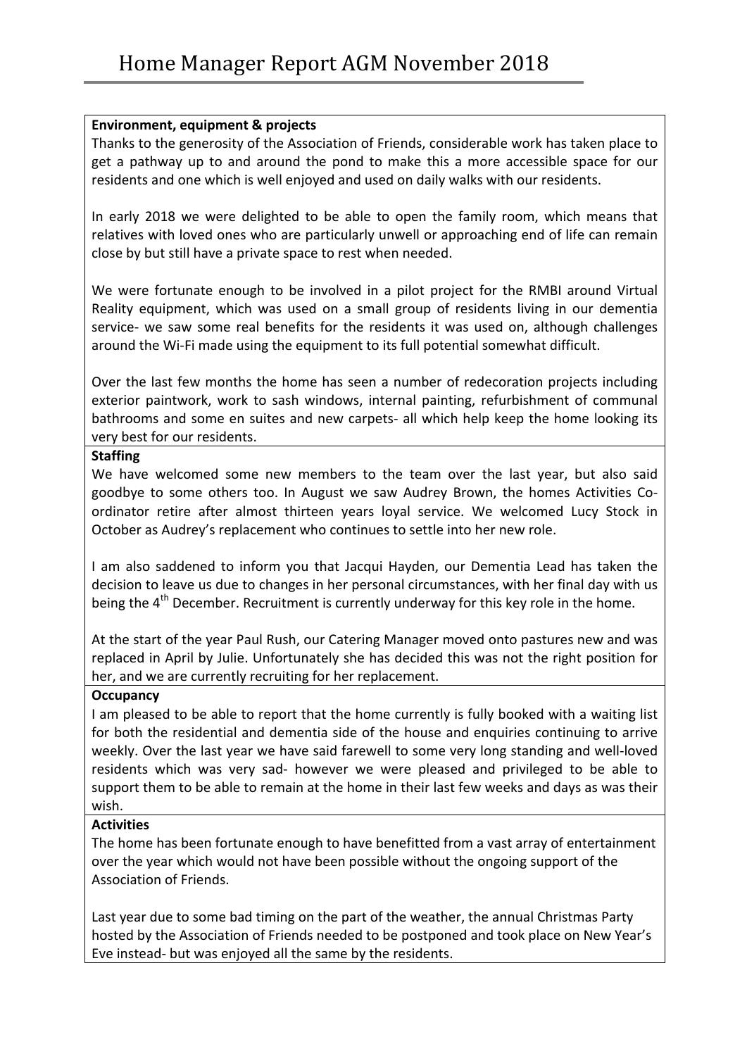# Home Manager Report AGM November 2018

**Environment, equipment & projects**

Thanks to the generosity of the Association of Friends, considerable work has taken place to get a pathway up to and around the pond to make this a more accessible space for our residents and one which is well enjoyed and used on daily walks with our residents.

In early 2018 we were delighted to be able to open the family room, which means that relatives with loved ones who are particularly unwell or approaching end of life can remain close by but still have a private space to rest when needed.

We were fortunate enough to be involved in a pilot project for the RMBI around Virtual Reality equipment, which was used on a small group of residents living in our dementia service- we saw some real benefits for the residents it was used on, although challenges around the Wi-Fi made using the equipment to its full potential somewhat difficult.

Over the last few months the home has seen a number of redecoration projects including exterior paintwork, work to sash windows, internal painting, refurbishment of communal bathrooms and some en suites and new carpets- all which help keep the home looking its very best for our residents.

**Staffing**

We have welcomed some new members to the team over the last year, but also said goodbye to some others too. In August we saw Audrey Brown, the homes Activities Co-ordinator retire after almost thirteen years loyal service. We welcomed Lucy Stock in October as Audrey's replacement who continues to settle into her new role.

I am also saddened to inform you that Jacqui Hayden, our Dementia Lead has taken the decision to leave us due to changes in her personal circumstances, with her final day with us being the 4th December. Recruitment is currently underway for this key role in the home.

At the start of the year Paul Rush, our Catering Manager moved onto pastures new and was replaced in April by Julie. Unfortunately she has decided this was not the right position for her, and we are currently recruiting for her replacement.

**Occupancy**

I am pleased to be able to report that the home currently is fully booked with a waiting list for both the residential and dementia side of the house and enquiries continuing to arrive weekly. Over the last year we have said farewell to some very long standing and well-loved residents which was very sad- however we were pleased and privileged to be able to support them to be able to remain at the home in their last few weeks and days as was their wish.

**Activities**

The home has been fortunate enough to have benefitted from a vast array of entertainment over the year which would not have been possible without the ongoing support of the Association of Friends.

Last year due to some bad timing on the part of the weather, the annual Christmas Party hosted by the Association of Friends needed to be postponed and took place on New Year's Eve instead- but was enjoyed all the same by the residents.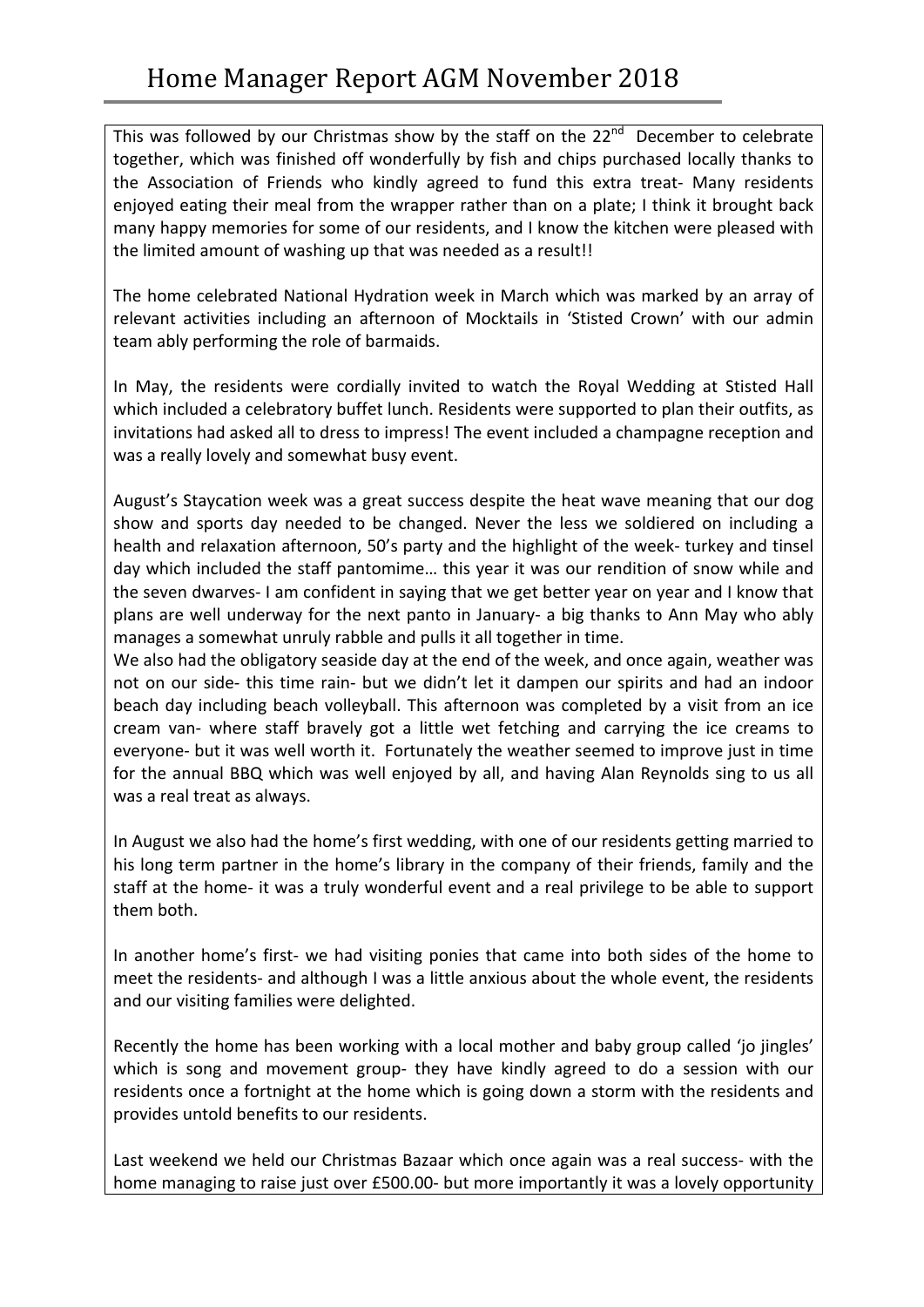# Home Manager Report AGM November 2018

This was followed by our Christmas show by the staff on the 22nd December to celebrate together, which was finished off wonderfully by fish and chips purchased locally thanks to the Association of Friends who kindly agreed to fund this extra treat- Many residents enjoyed eating their meal from the wrapper rather than on a plate; I think it brought back many happy memories for some of our residents, and I know the kitchen were pleased with the limited amount of washing up that was needed as a result!!

The home celebrated National Hydration week in March which was marked by an array of relevant activities including an afternoon of Mocktails in 'Stisted Crown' with our admin team ably performing the role of barmaids.

In May, the residents were cordially invited to watch the Royal Wedding at Stisted Hall which included a celebratory buffet lunch. Residents were supported to plan their outfits, as invitations had asked all to dress to impress! The event included a champagne reception and was a really lovely and somewhat busy event.

August's Staycation week was a great success despite the heat wave meaning that our dog show and sports day needed to be changed. Never the less we soldiered on including a health and relaxation afternoon, 50's party and the highlight of the week- turkey and tinsel day which included the staff pantomime… this year it was our rendition of snow while and the seven dwarves- I am confident in saying that we get better year on year and I know that plans are well underway for the next panto in January- a big thanks to Ann May who ably manages a somewhat unruly rabble and pulls it all together in time.

We also had the obligatory seaside day at the end of the week, and once again, weather was not on our side- this time rain- but we didn't let it dampen our spirits and had an indoor beach day including beach volleyball. This afternoon was completed by a visit from an ice cream van- where staff bravely got a little wet fetching and carrying the ice creams to everyone- but it was well worth it. Fortunately the weather seemed to improve just in time for the annual BBQ which was well enjoyed by all, and having Alan Reynolds sing to us all was a real treat as always.

In August we also had the home's first wedding, with one of our residents getting married to his long term partner in the home's library in the company of their friends, family and the staff at the home- it was a truly wonderful event and a real privilege to be able to support them both.

In another home's first- we had visiting ponies that came into both sides of the home to meet the residents- and although I was a little anxious about the whole event, the residents and our visiting families were delighted.

Recently the home has been working with a local mother and baby group called 'jo jingles' which is song and movement group- they have kindly agreed to do a session with our residents once a fortnight at the home which is going down a storm with the residents and provides untold benefits to our residents.

Last weekend we held our Christmas Bazaar which once again was a real success- with the home managing to raise just over £500.00- but more importantly it was a lovely opportunity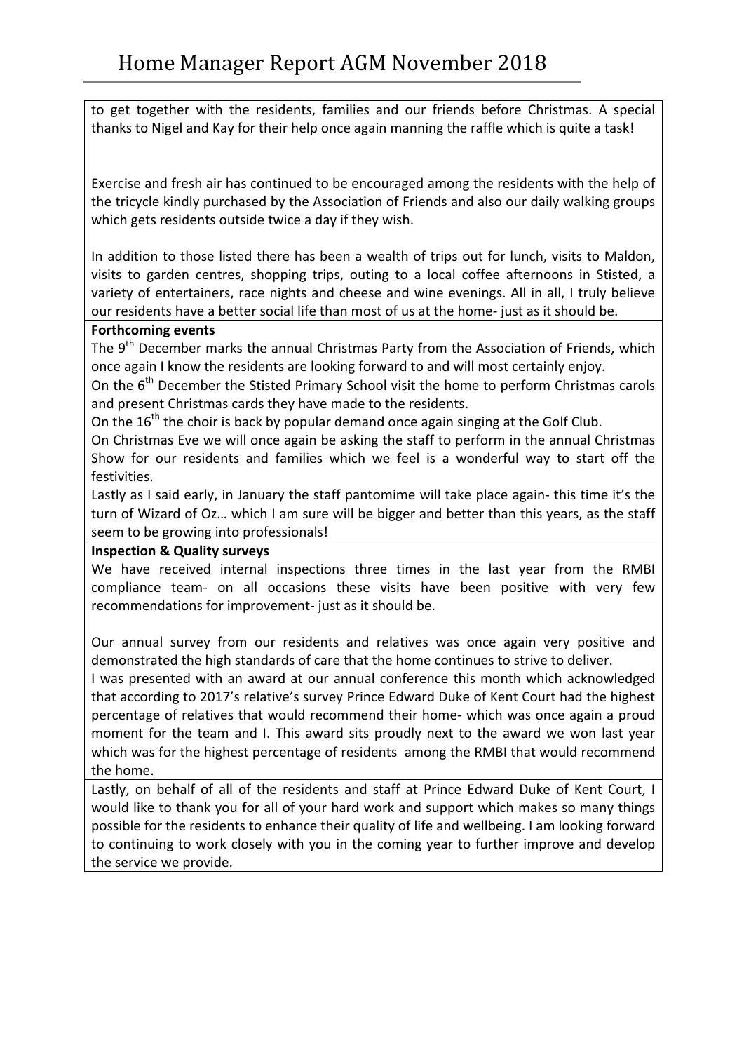to get together with the residents, families and our friends before Christmas. A special thanks to Nigel and Kay for their help once again manning the raffle which is quite a task!

Exercise and fresh air has continued to be encouraged among the residents with the help of the tricycle kindly purchased by the Association of Friends and also our daily walking groups which gets residents outside twice a day if they wish.

In addition to those listed there has been a wealth of trips out for lunch, visits to Maldon, visits to garden centres, shopping trips, outing to a local coffee afternoons in Stisted, a variety of entertainers, race nights and cheese and wine evenings. All in all, I truly believe our residents have a better social life than most of us at the home- just as it should be.

**Forthcoming events**

The 9th December marks the annual Christmas Party from the Association of Friends, which once again I know the residents are looking forward to and will most certainly enjoy.
On the 6th December the Stisted Primary School visit the home to perform Christmas carols and present Christmas cards they have made to the residents.
On the 16th the choir is back by popular demand once again singing at the Golf Club.
On Christmas Eve we will once again be asking the staff to perform in the annual Christmas Show for our residents and families which we feel is a wonderful way to start off the festivities.
Lastly as I said early, in January the staff pantomime will take place again- this time it's the turn of Wizard of Oz… which I am sure will be bigger and better than this years, as the staff seem to be growing into professionals!

**Inspection & Quality surveys**

We have received internal inspections three times in the last year from the RMBI compliance team- on all occasions these visits have been positive with very few recommendations for improvement- just as it should be.

Our annual survey from our residents and relatives was once again very positive and demonstrated the high standards of care that the home continues to strive to deliver.
I was presented with an award at our annual conference this month which acknowledged that according to 2017's relative's survey Prince Edward Duke of Kent Court had the highest percentage of relatives that would recommend their home- which was once again a proud moment for the team and I. This award sits proudly next to the award we won last year which was for the highest percentage of residents among the RMBI that would recommend the home.

Lastly, on behalf of all of the residents and staff at Prince Edward Duke of Kent Court, I would like to thank you for all of your hard work and support which makes so many things possible for the residents to enhance their quality of life and wellbeing. I am looking forward to continuing to work closely with you in the coming year to further improve and develop the service we provide.